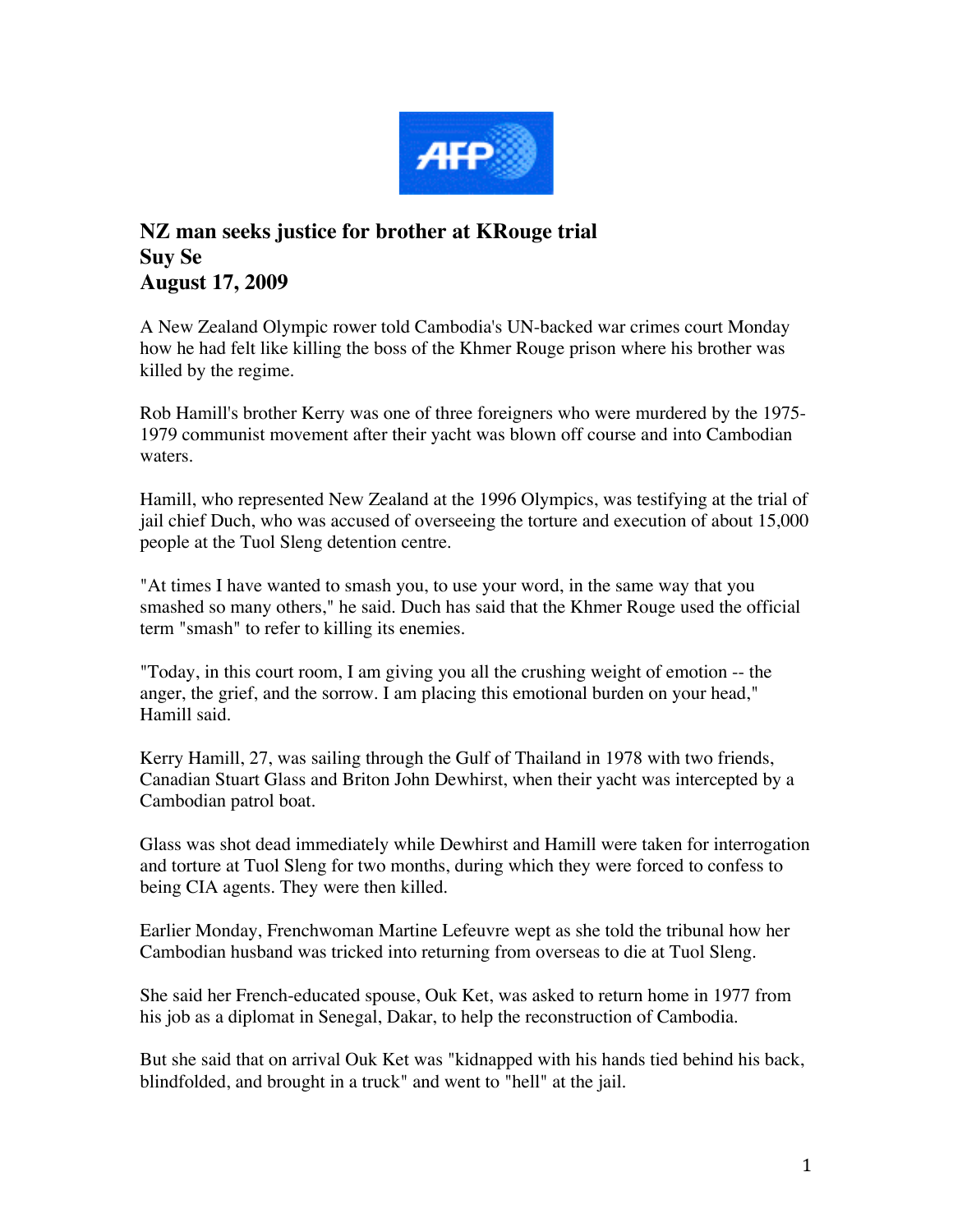# NZ man seeks justice for brother at KRouge trial

**Suy Se**

**August 17, 2009**

A New Zealand Olympic rower told Cambodia's UN-backed war crimes court Monday how he had felt like killing the boss of the Khmer Rouge prison where his brother was killed by the regime.

Rob Hamill's brother Kerry was one of three foreigners who were murdered by the 1975-1979 communist movement after their yacht was blown off course and into Cambodian waters.

Hamill, who represented New Zealand at the 1996 Olympics, was testifying at the trial of jail chief Duch, who was accused of overseeing the torture and execution of about 15,000 people at the Tuol Sleng detention centre.

"At times I have wanted to smash you, to use your word, in the same way that you smashed so many others," he said. Duch has said that the Khmer Rouge used the official term "smash" to refer to killing its enemies.

"Today, in this court room, I am giving you all the crushing weight of emotion -- the anger, the grief, and the sorrow. I am placing this emotional burden on your head," Hamill said.

Kerry Hamill, 27, was sailing through the Gulf of Thailand in 1978 with two friends, Canadian Stuart Glass and Briton John Dewhirst, when their yacht was intercepted by a Cambodian patrol boat.

Glass was shot dead immediately while Dewhirst and Hamill were taken for interrogation and torture at Tuol Sleng for two months, during which they were forced to confess to being CIA agents. They were then killed.

Earlier Monday, Frenchwoman Martine Lefeuvre wept as she told the tribunal how her Cambodian husband was tricked into returning from overseas to die at Tuol Sleng.

She said her French-educated spouse, Ouk Ket, was asked to return home in 1977 from his job as a diplomat in Senegal, Dakar, to help the reconstruction of Cambodia.

But she said that on arrival Ouk Ket was "kidnapped with his hands tied behind his back, blindfolded, and brought in a truck" and went to "hell" at the jail.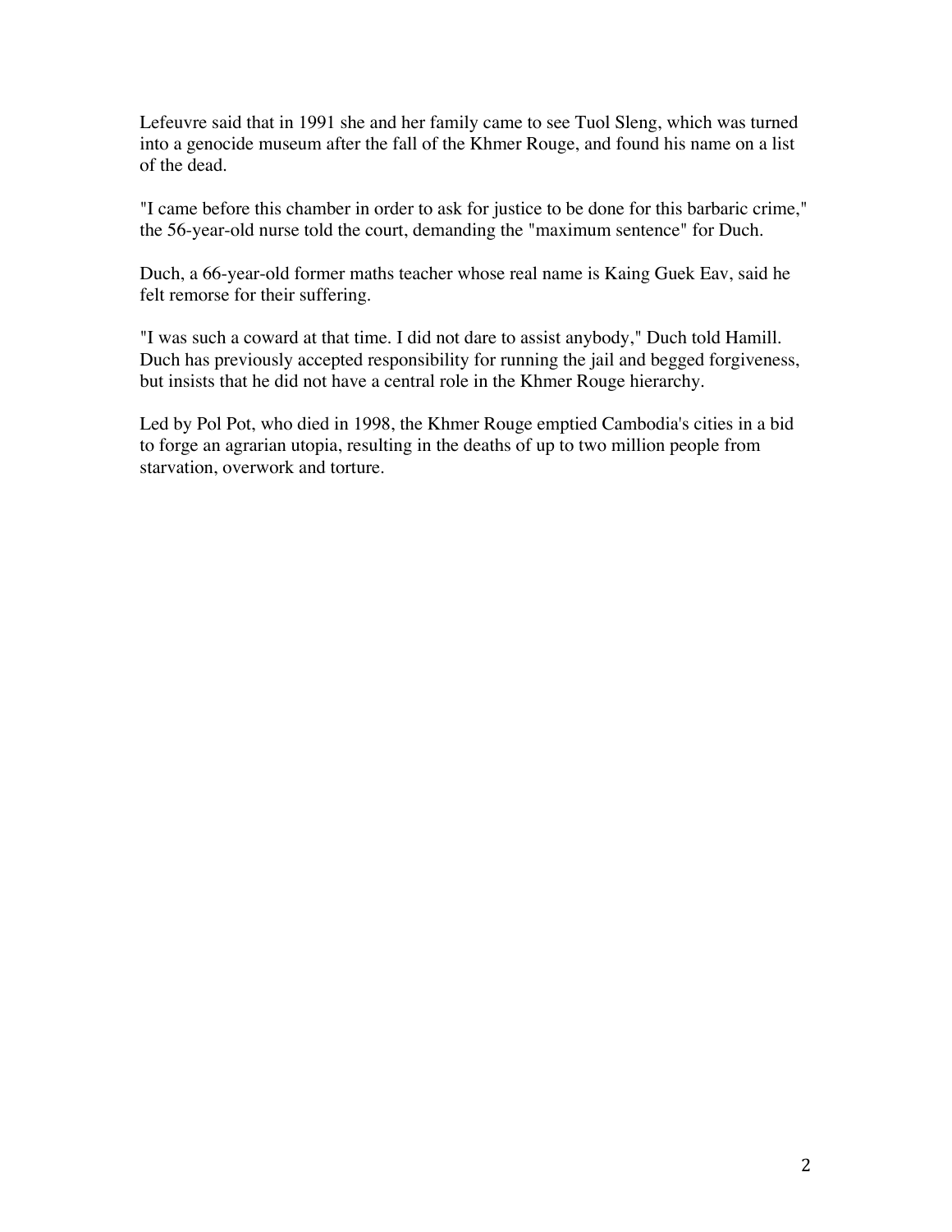Lefeuvre said that in 1991 she and her family came to see Tuol Sleng, which was turned into a genocide museum after the fall of the Khmer Rouge, and found his name on a list of the dead.

"I came before this chamber in order to ask for justice to be done for this barbaric crime," the 56-year-old nurse told the court, demanding the "maximum sentence" for Duch.

Duch, a 66-year-old former maths teacher whose real name is Kaing Guek Eav, said he felt remorse for their suffering.

"I was such a coward at that time. I did not dare to assist anybody," Duch told Hamill. Duch has previously accepted responsibility for running the jail and begged forgiveness, but insists that he did not have a central role in the Khmer Rouge hierarchy.

Led by Pol Pot, who died in 1998, the Khmer Rouge emptied Cambodia's cities in a bid to forge an agrarian utopia, resulting in the deaths of up to two million people from starvation, overwork and torture.